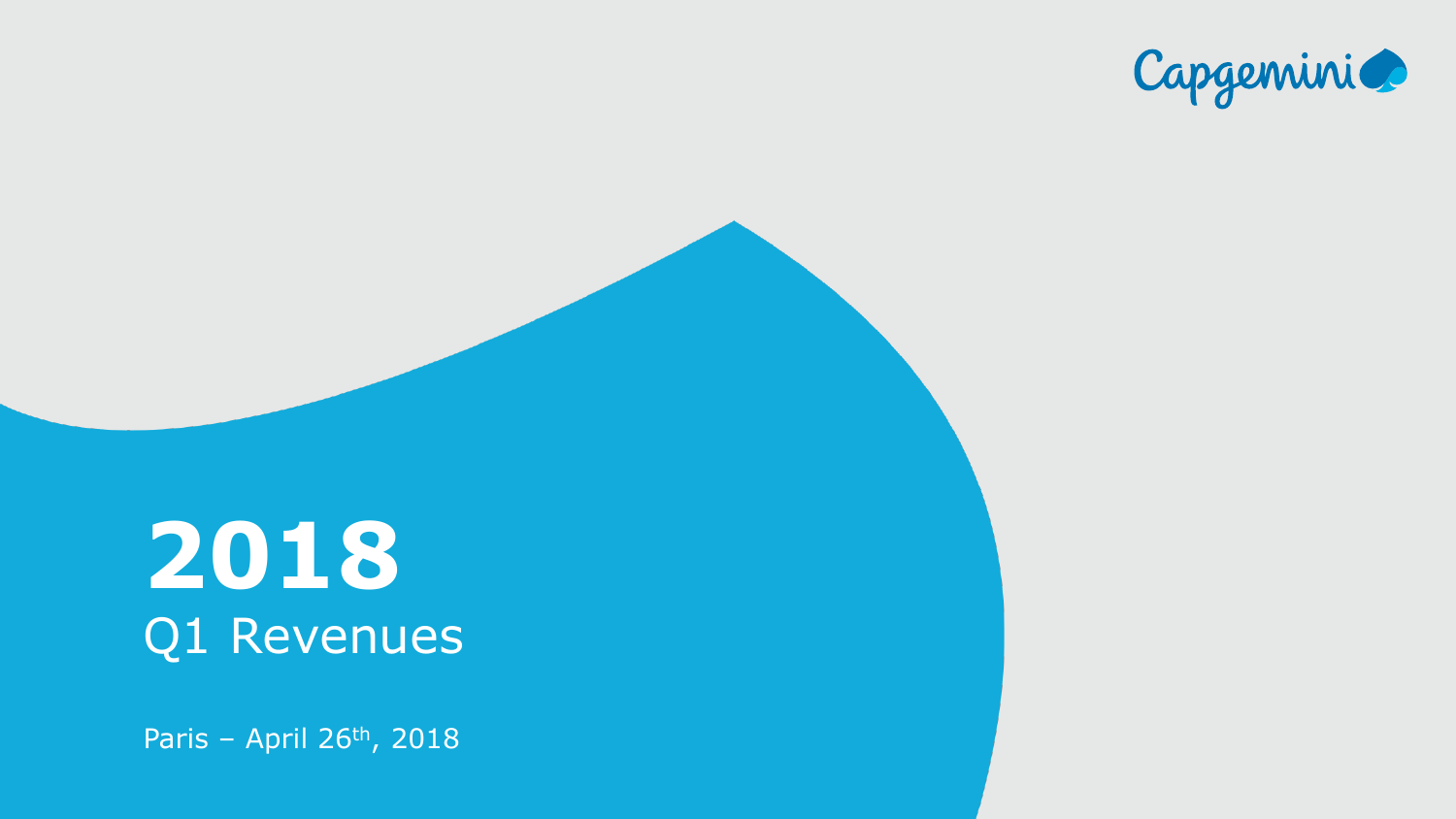Capgemini

# 2018

## Q1 Revenues

Paris – April 26th, 2018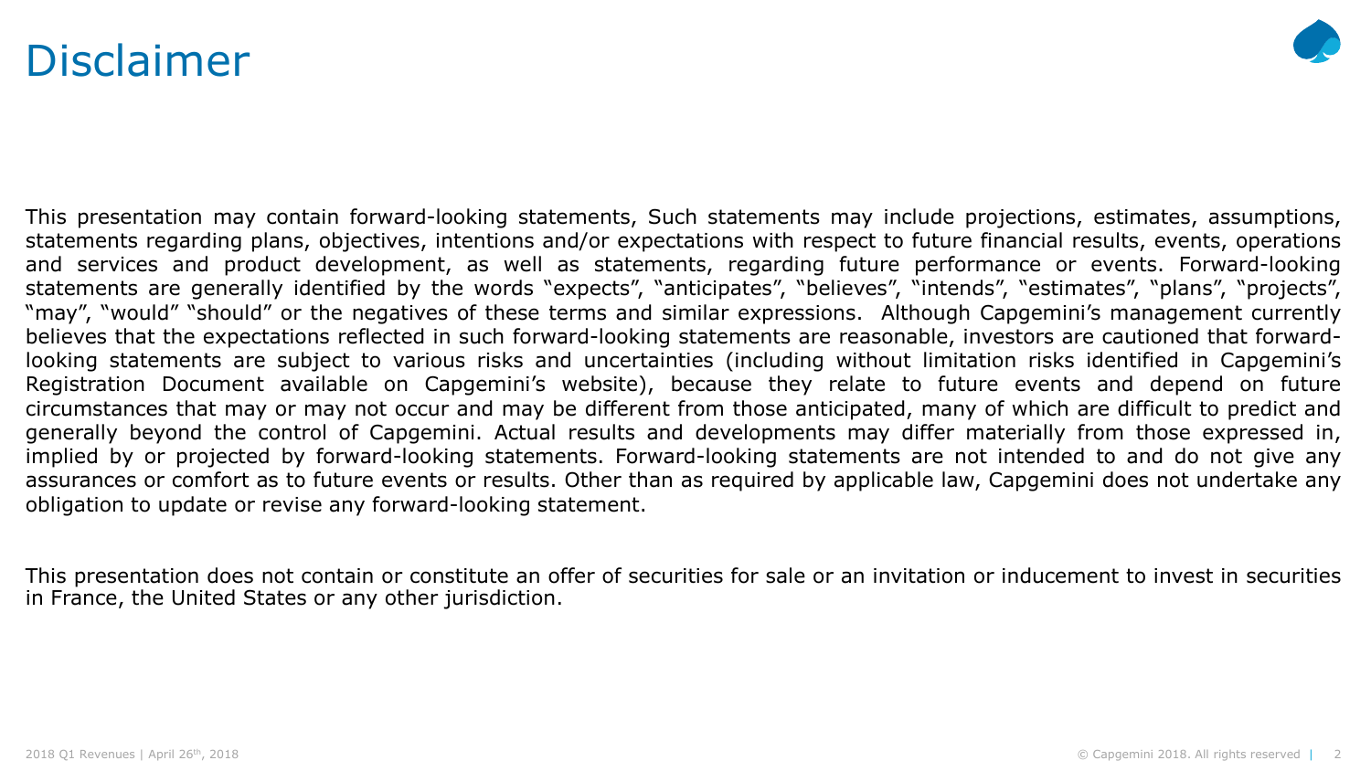# Disclaimer

This presentation may contain forward-looking statements, Such statements may include projections, estimates, assumptions, statements regarding plans, objectives, intentions and/or expectations with respect to future financial results, events, operations and services and product development, as well as statements, regarding future performance or events. Forward-looking statements are generally identified by the words "expects", "anticipates", "believes", "intends", "estimates", "plans", "projects", "may", "would" "should" or the negatives of these terms and similar expressions. Although Capgemini's management currently believes that the expectations reflected in such forward-looking statements are reasonable, investors are cautioned that forward-looking statements are subject to various risks and uncertainties (including without limitation risks identified in Capgemini's Registration Document available on Capgemini's website), because they relate to future events and depend on future circumstances that may or may not occur and may be different from those anticipated, many of which are difficult to predict and generally beyond the control of Capgemini. Actual results and developments may differ materially from those expressed in, implied by or projected by forward-looking statements. Forward-looking statements are not intended to and do not give any assurances or comfort as to future events or results. Other than as required by applicable law, Capgemini does not undertake any obligation to update or revise any forward-looking statement.

This presentation does not contain or constitute an offer of securities for sale or an invitation or inducement to invest in securities in France, the United States or any other jurisdiction.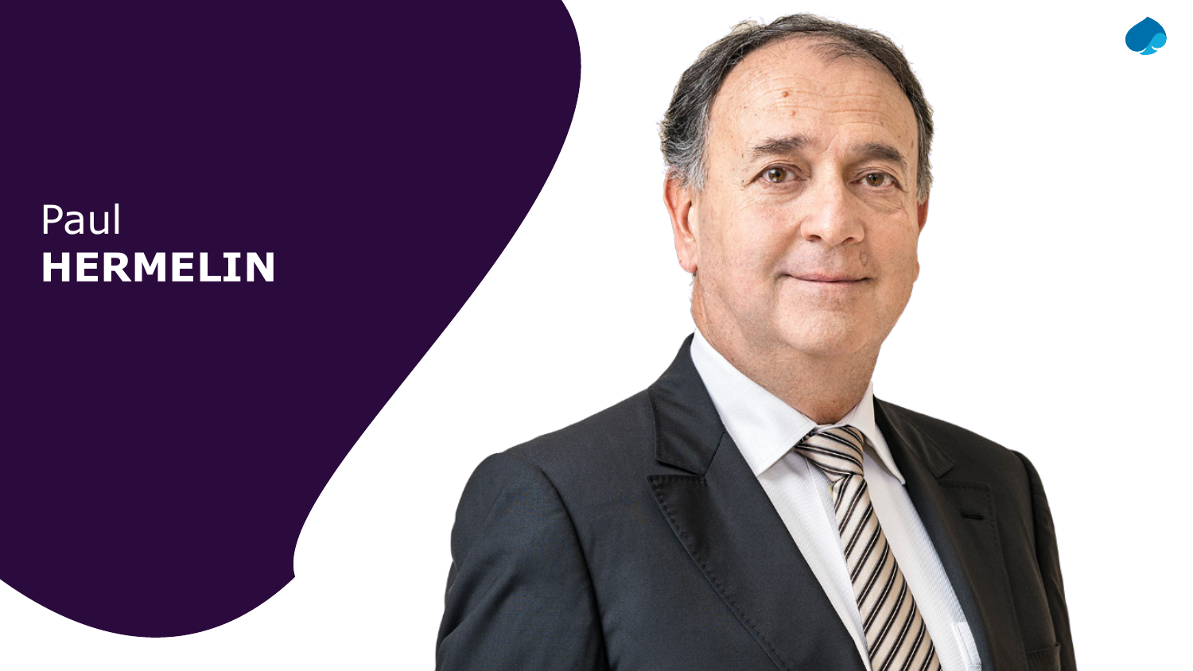Paul
**HERMELIN**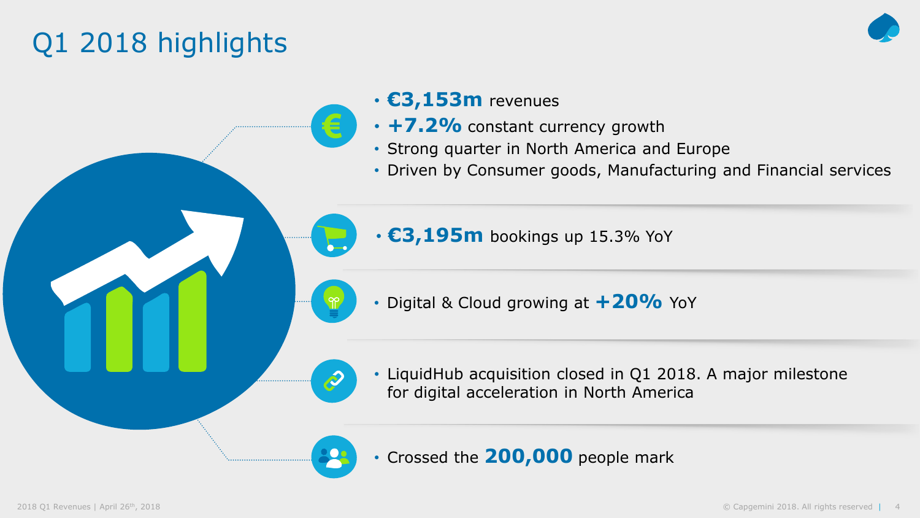# Q1 2018 highlights

- **€3,153m** revenues
- **+7.2%** constant currency growth
- Strong quarter in North America and Europe
- Driven by Consumer goods, Manufacturing and Financial services

---

- **€3,195m** bookings up 15.3% YoY

---

- Digital & Cloud growing at **+20%** YoY

---

- LiquidHub acquisition closed in Q1 2018. A major milestone for digital acceleration in North America

---

- Crossed the **200,000** people mark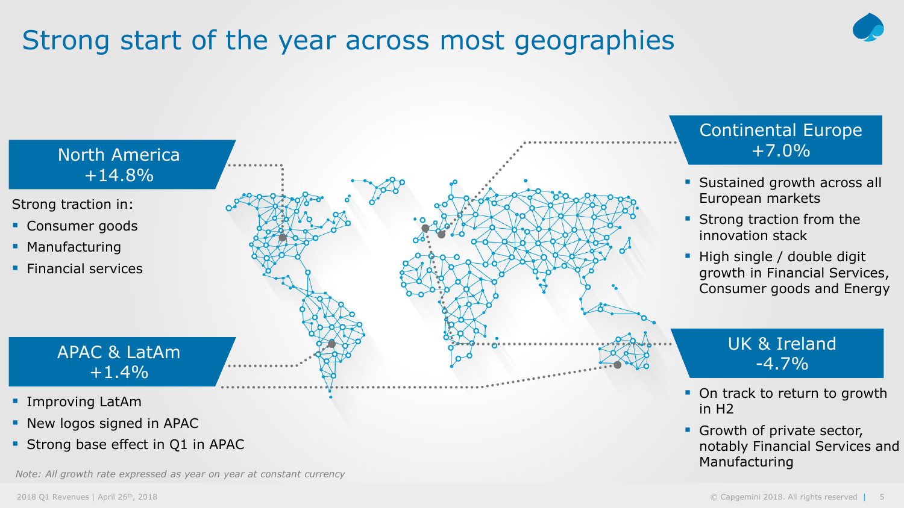# Strong start of the year across most geographies

## North America +14.8%

Strong traction in:

- Consumer goods
- Manufacturing
- Financial services

## APAC & LatAm +1.4%

- Improving LatAm
- New logos signed in APAC
- Strong base effect in Q1 in APAC

## Continental Europe +7.0%

- Sustained growth across all European markets
- Strong traction from the innovation stack
- High single / double digit growth in Financial Services, Consumer goods and Energy

## UK & Ireland -4.7%

- On track to return to growth in H2
- Growth of private sector, notably Financial Services and Manufacturing

*Note: All growth rate expressed as year on year at constant currency*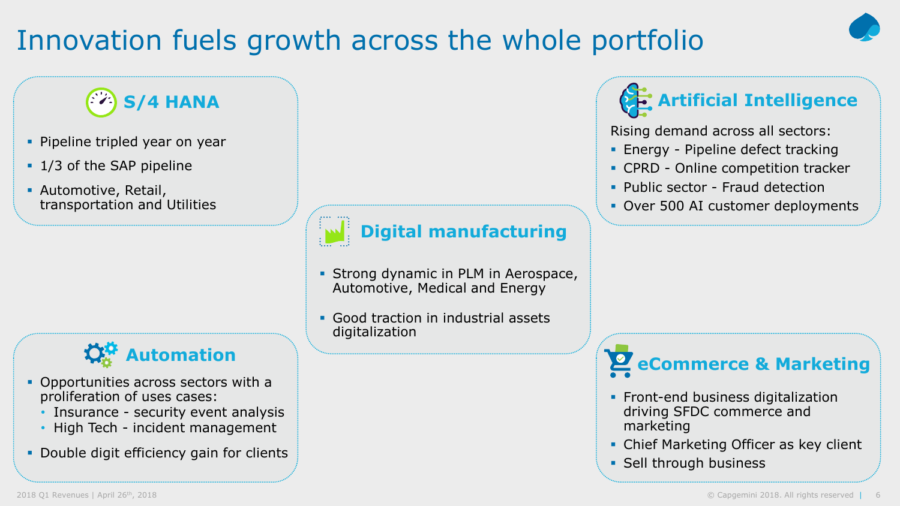# Innovation fuels growth across the whole portfolio

## S/4 HANA

- Pipeline tripled year on year
- 1/3 of the SAP pipeline
- Automotive, Retail, transportation and Utilities

## Artificial Intelligence

Rising demand across all sectors:

- Energy - Pipeline defect tracking
- CPRD - Online competition tracker
- Public sector - Fraud detection
- Over 500 AI customer deployments

## Digital manufacturing

- Strong dynamic in PLM in Aerospace, Automotive, Medical and Energy
- Good traction in industrial assets digitalization

## Automation

- Opportunities across sectors with a proliferation of uses cases:
  - Insurance - security event analysis
  - High Tech - incident management
- Double digit efficiency gain for clients

## eCommerce & Marketing

- Front-end business digitalization driving SFDC commerce and marketing
- Chief Marketing Officer as key client
- Sell through business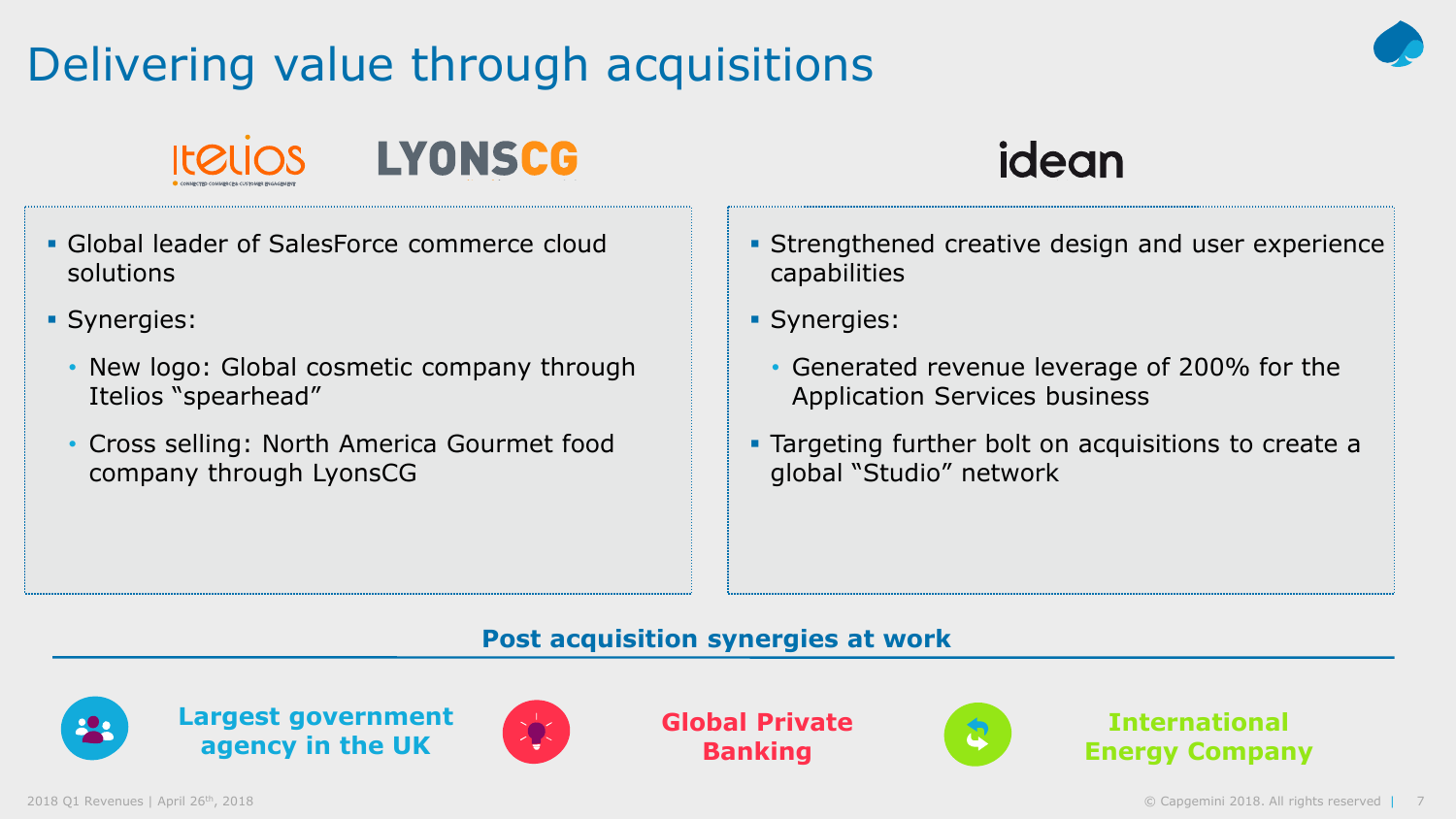# Delivering value through acquisitions

**Itelios** | **LYONSCG**

- Global leader of SalesForce commerce cloud solutions
- Synergies:
  - New logo: Global cosmetic company through Itelios "spearhead"
  - Cross selling: North America Gourmet food company through LyonsCG

**idean**

- Strengthened creative design and user experience capabilities
- Synergies:
  - Generated revenue leverage of 200% for the Application Services business
- Targeting further bolt on acquisitions to create a global "Studio" network

## Post acquisition synergies at work

**Largest government agency in the UK**

**Global Private Banking**

**International Energy Company**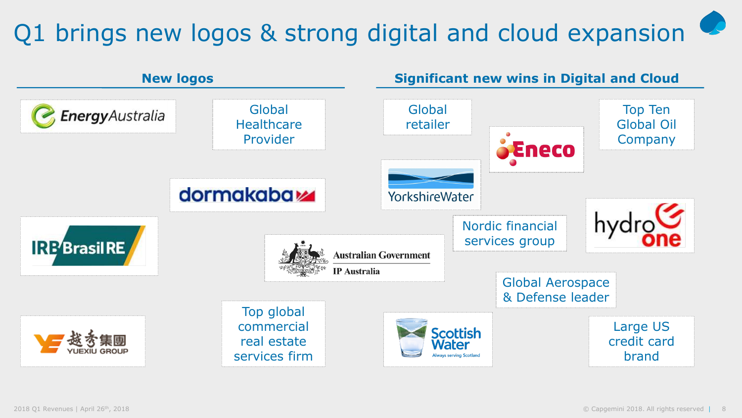# Q1 brings new logos & strong digital and cloud expansion

## New logos

- EnergyAustralia
- Global Healthcare Provider
- dormakaba
- IRB Brasil RE
- Australian Government IP Australia
- 越秀集團 YUEXIU GROUP
- Top global commercial real estate services firm

## Significant new wins in Digital and Cloud

- Global retailer
- Eneco
- Top Ten Global Oil Company
- YorkshireWater
- Nordic financial services group
- hydro one
- Global Aerospace & Defense leader
- Scottish Water — Always serving Scotland
- Large US credit card brand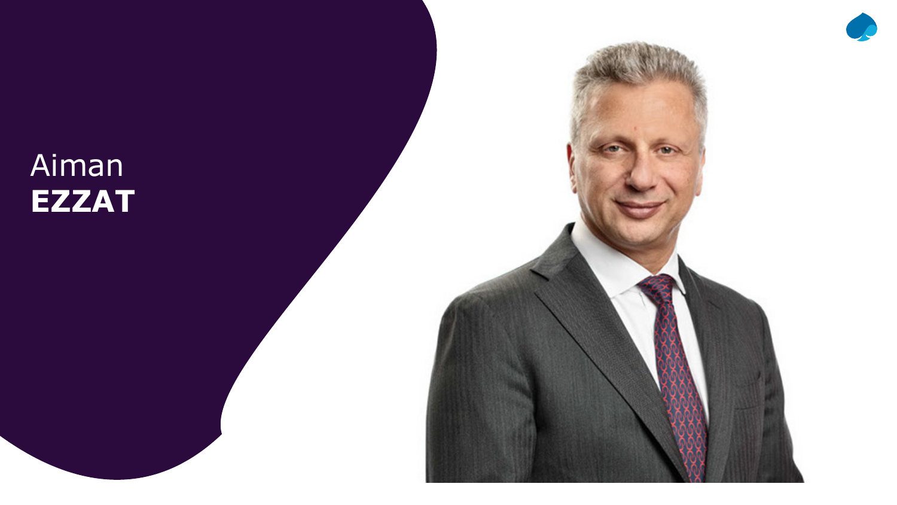Aiman
**EZZAT**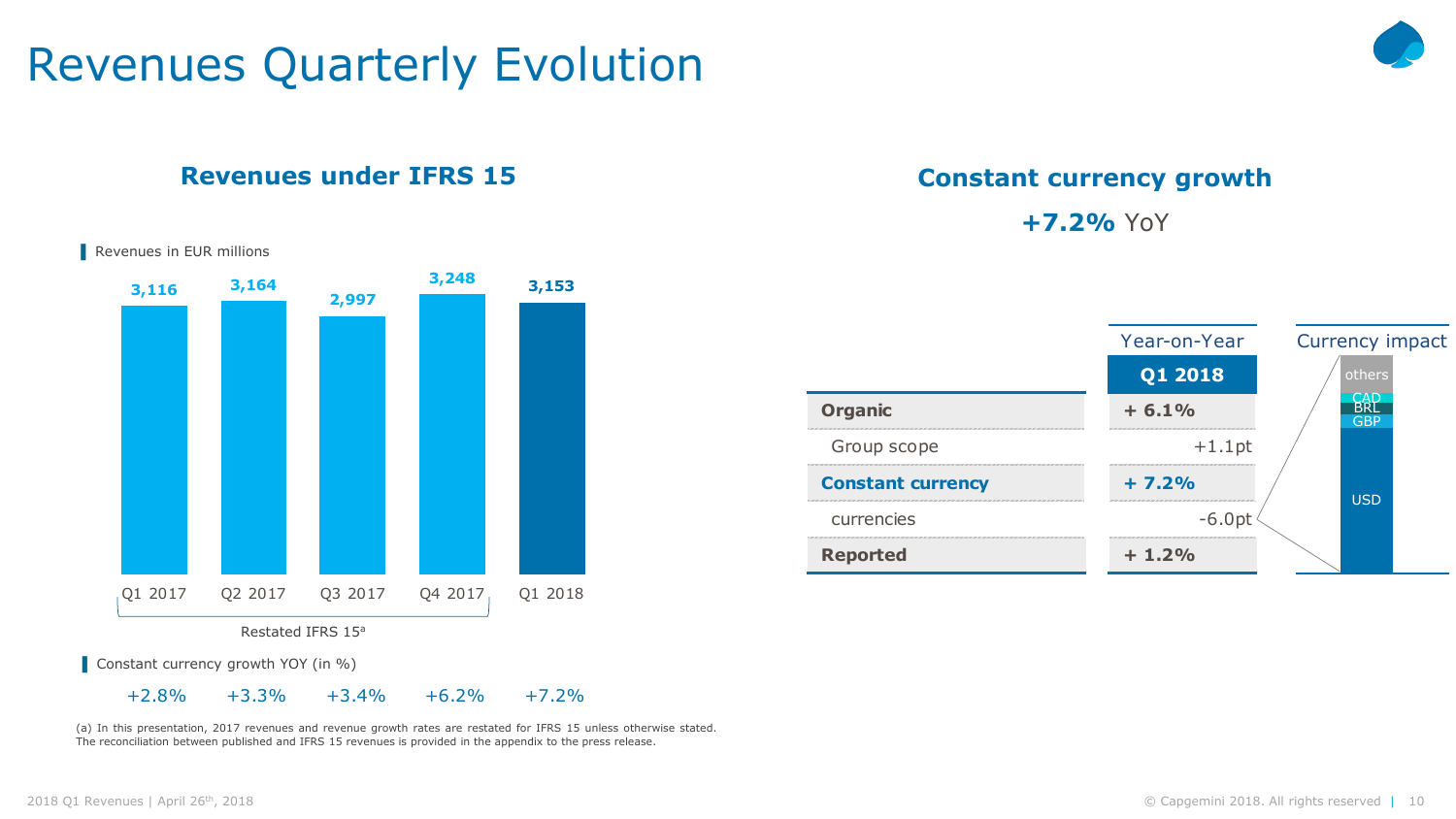# Revenues Quarterly Evolution

## Revenues under IFRS 15

Revenues in EUR millions

| | Q1 2017 | Q2 2017 | Q3 2017 | Q4 2017 | Q1 2018 |
|---|---|---|---|---|---|
| Revenues | 3,116 | 3,164 | 2,997 | 3,248 | 3,153 |
| Constant currency growth YOY (in %) | +2.8% | +3.3% | +3.4% | +6.2% | +7.2% |

Q1 2017 – Q4 2017: Restated IFRS 15[a]

(a) In this presentation, 2017 revenues and revenue growth rates are restated for IFRS 15 unless otherwise stated. The reconciliation between published and IFRS 15 revenues is provided in the appendix to the press release.

## Constant currency growth

**+7.2%** YoY

| | Year-on-Year Q1 2018 |
|---|---|
| **Organic** | **+ 6.1%** |
| Group scope | +1.1pt |
| **Constant currency** | **+ 7.2%** |
| currencies | -6.0pt |
| **Reported** | **+ 1.2%** |

Currency impact: others, CAD, BRL, GBP, USD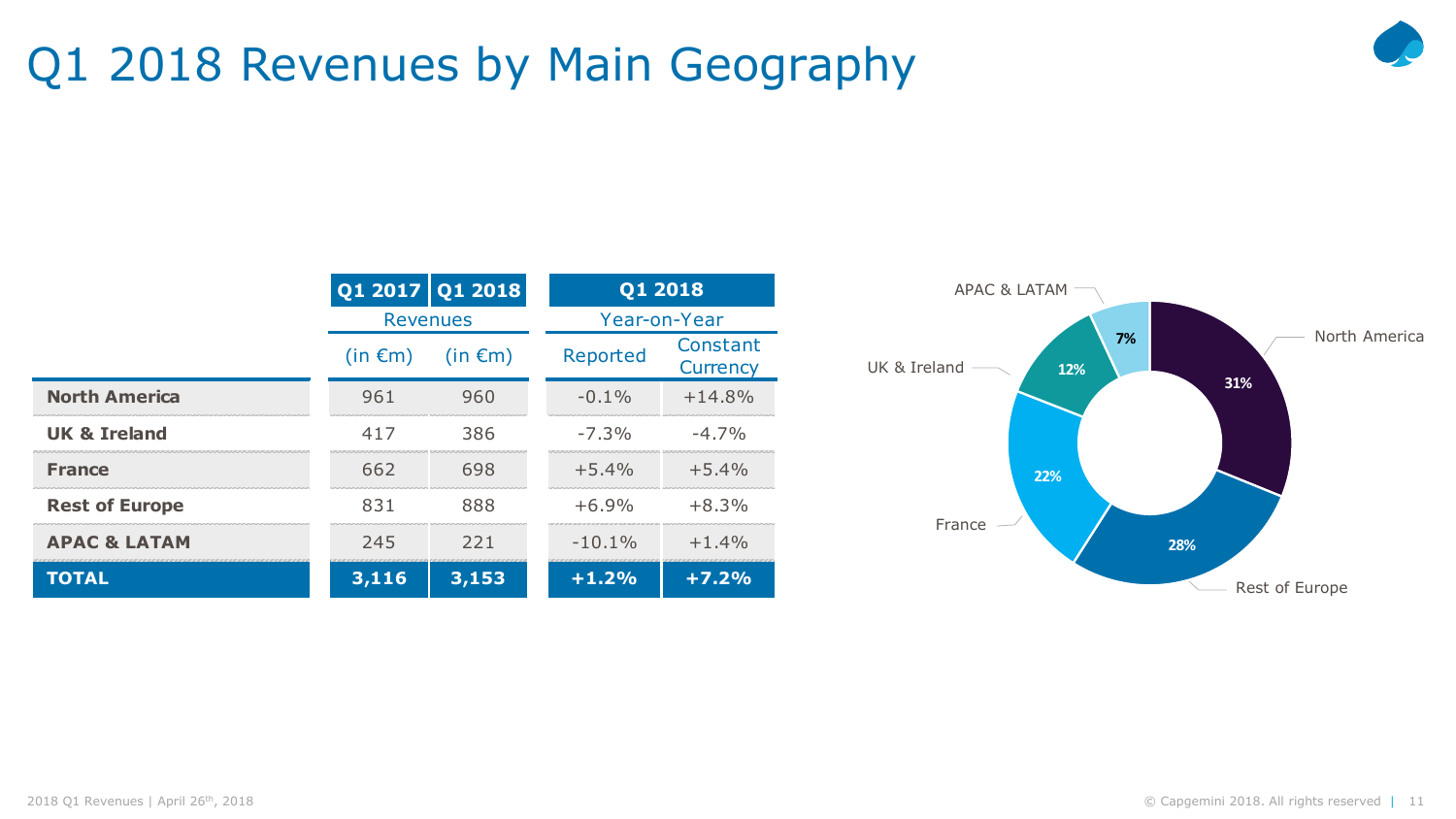# Q1 2018 Revenues by Main Geography

| | Q1 2017 | Q1 2018 | Q1 2018 | |
|---|---|---|---|---|
| | Revenues | | Year-on-Year | |
| | (in €m) | (in €m) | Reported | Constant Currency |
| **North America** | 961 | 960 | -0.1% | +14.8% |
| **UK & Ireland** | 417 | 386 | -7.3% | -4.7% |
| **France** | 662 | 698 | +5.4% | +5.4% |
| **Rest of Europe** | 831 | 888 | +6.9% | +8.3% |
| **APAC & LATAM** | 245 | 221 | -10.1% | +1.4% |
| **TOTAL** | **3,116** | **3,153** | **+1.2%** | **+7.2%** |

- North America: 31%
- Rest of Europe: 28%
- France: 22%
- UK & Ireland: 12%
- APAC & LATAM: 7%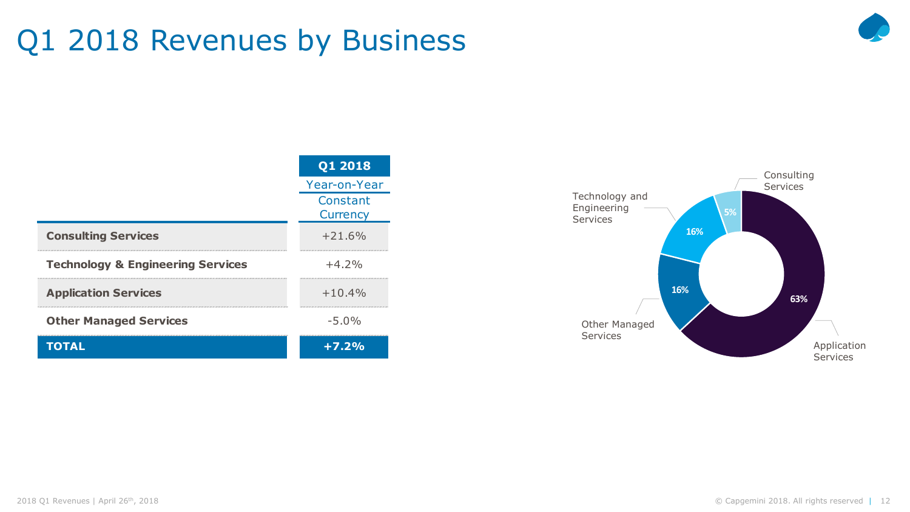# Q1 2018 Revenues by Business

| | Q1 2018 Year-on-Year Constant Currency |
|---|---|
| **Consulting Services** | +21.6% |
| **Technology & Engineering Services** | +4.2% |
| **Application Services** | +10.4% |
| **Other Managed Services** | -5.0% |
| **TOTAL** | **+7.2%** |

- Consulting Services: 5%
- Technology and Engineering Services: 16%
- Other Managed Services: 16%
- Application Services: 63%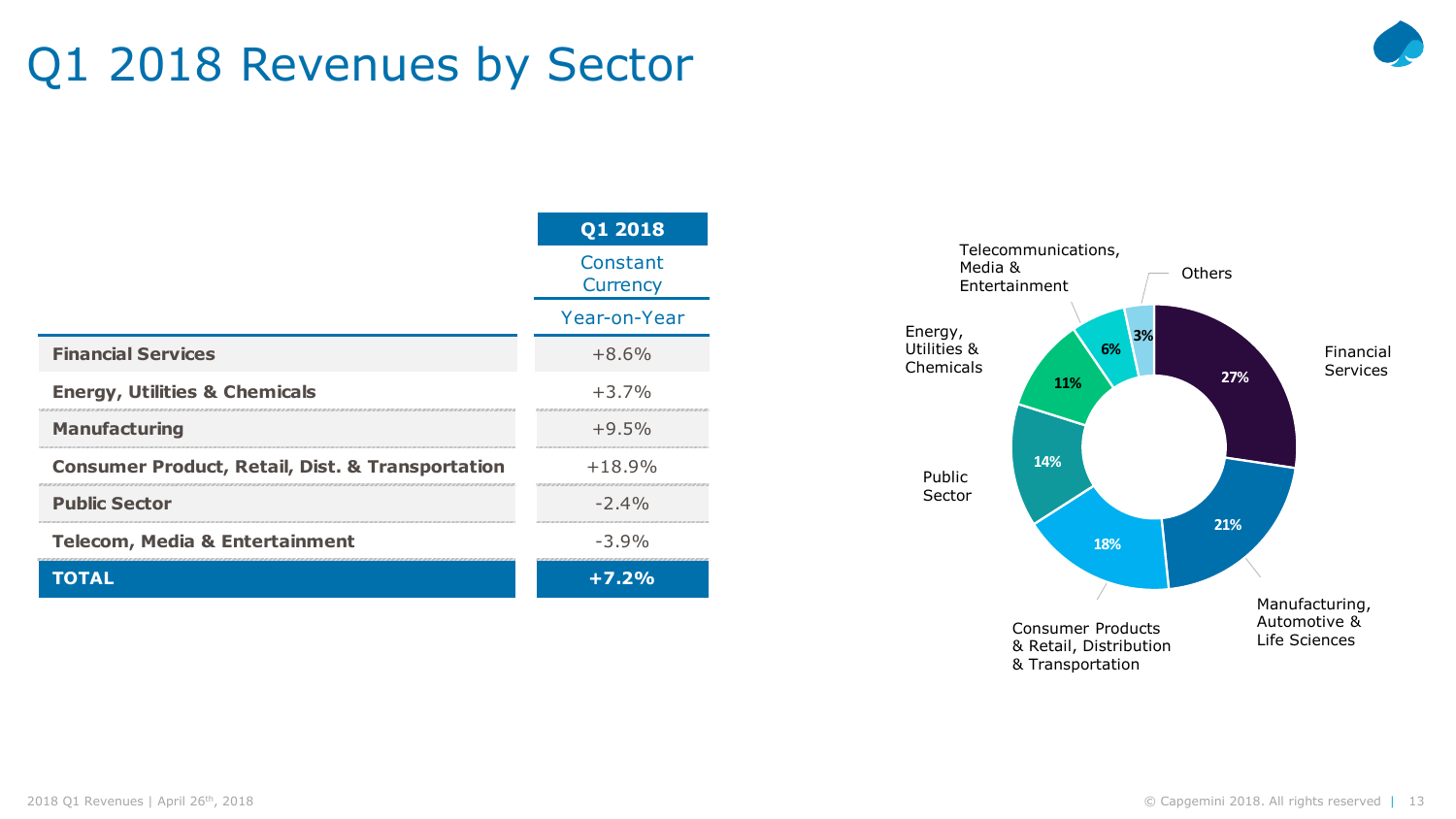# Q1 2018 Revenues by Sector

| | Q1 2018 Constant Currency Year-on-Year |
|---|---|
| **Financial Services** | +8.6% |
| **Energy, Utilities & Chemicals** | +3.7% |
| **Manufacturing** | +9.5% |
| **Consumer Product, Retail, Dist. & Transportation** | +18.9% |
| **Public Sector** | -2.4% |
| **Telecom, Media & Entertainment** | -3.9% |
| **TOTAL** | **+7.2%** |

| Sector | Share |
|---|---|
| Financial Services | 27% |
| Manufacturing, Automotive & Life Sciences | 21% |
| Consumer Products & Retail, Distribution & Transportation | 18% |
| Public Sector | 14% |
| Energy, Utilities & Chemicals | 11% |
| Telecommunications, Media & Entertainment | 6% |
| Others | 3% |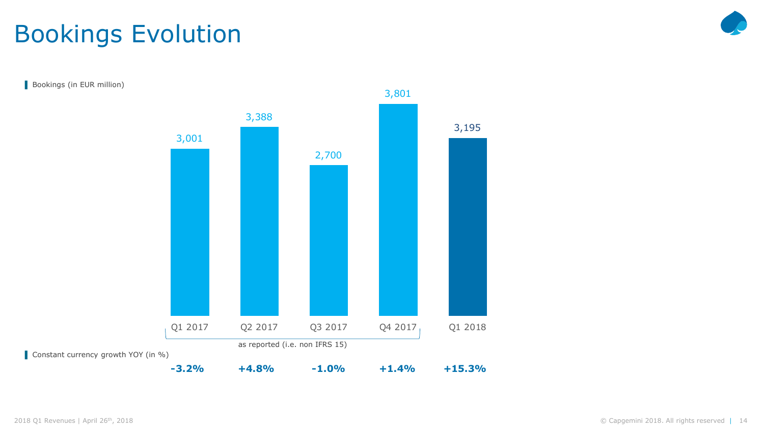# Bookings Evolution

Bookings (in EUR million)

| | Q1 2017 | Q2 2017 | Q3 2017 | Q4 2017 | Q1 2018 |
|---|---|---|---|---|---|
| Bookings | 3,001 | 3,388 | 2,700 | 3,801 | 3,195 |
| Constant currency growth YOY (in %) | **-3.2%** | **+4.8%** | **-1.0%** | **+1.4%** | **+15.3%** |

Q1 2017 – Q4 2017: as reported (i.e. non IFRS 15)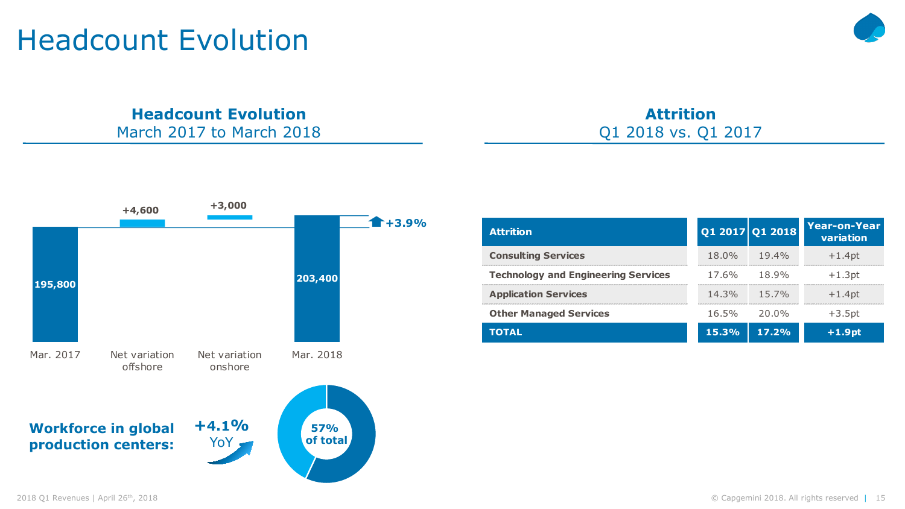# Headcount Evolution

## Headcount Evolution
March 2017 to March 2018

| Mar. 2017 | Net variation offshore | Net variation onshore | Mar. 2018 |
|---|---|---|---|
| 195,800 | +4,600 | +3,000 | 203,400 |

+3.9%

**Workforce in global production centers:** +4.1% YoY — 57% of total

## Attrition
Q1 2018 vs. Q1 2017

| Attrition | Q1 2017 | Q1 2018 | Year-on-Year variation |
|---|---|---|---|
| Consulting Services | 18.0% | 19.4% | +1.4pt |
| Technology and Engineering Services | 17.6% | 18.9% | +1.3pt |
| Application Services | 14.3% | 15.7% | +1.4pt |
| Other Managed Services | 16.5% | 20.0% | +3.5pt |
| **TOTAL** | **15.3%** | **17.2%** | **+1.9pt** |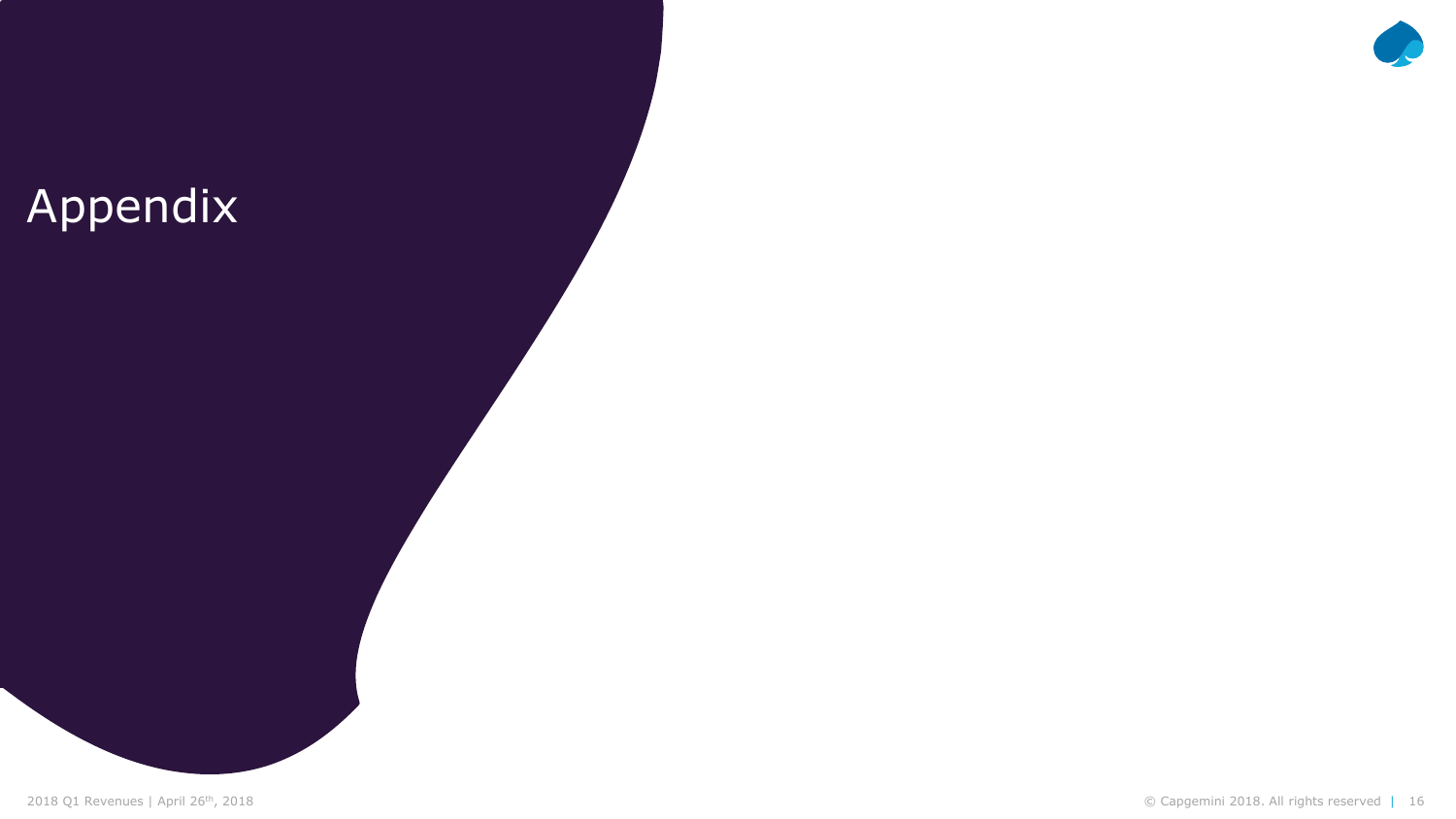# Appendix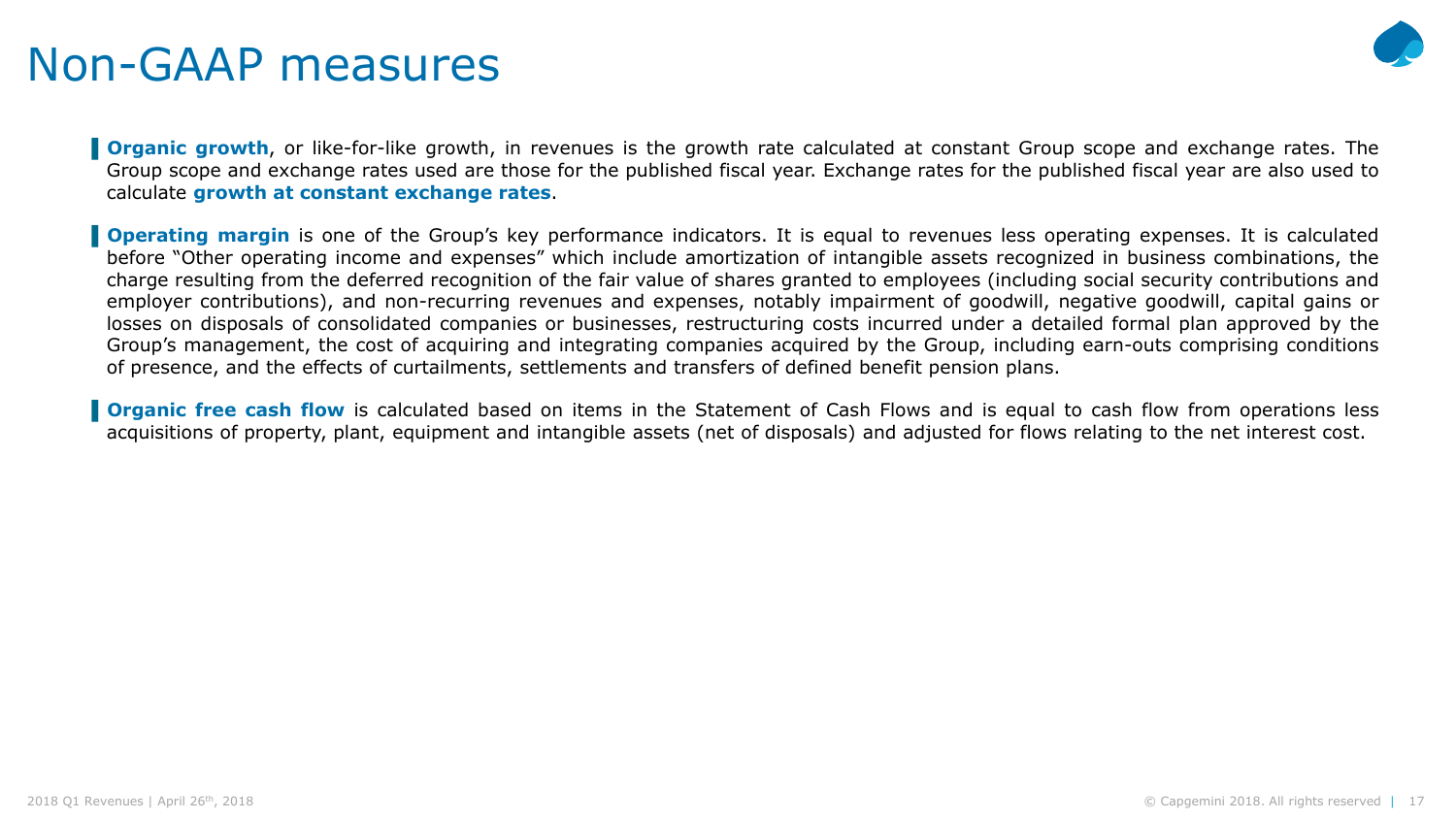# Non-GAAP measures

- **Organic growth**, or like-for-like growth, in revenues is the growth rate calculated at constant Group scope and exchange rates. The Group scope and exchange rates used are those for the published fiscal year. Exchange rates for the published fiscal year are also used to calculate **growth at constant exchange rates**.

- **Operating margin** is one of the Group's key performance indicators. It is equal to revenues less operating expenses. It is calculated before "Other operating income and expenses" which include amortization of intangible assets recognized in business combinations, the charge resulting from the deferred recognition of the fair value of shares granted to employees (including social security contributions and employer contributions), and non-recurring revenues and expenses, notably impairment of goodwill, negative goodwill, capital gains or losses on disposals of consolidated companies or businesses, restructuring costs incurred under a detailed formal plan approved by the Group's management, the cost of acquiring and integrating companies acquired by the Group, including earn-outs comprising conditions of presence, and the effects of curtailments, settlements and transfers of defined benefit pension plans.

- **Organic free cash flow** is calculated based on items in the Statement of Cash Flows and is equal to cash flow from operations less acquisitions of property, plant, equipment and intangible assets (net of disposals) and adjusted for flows relating to the net interest cost.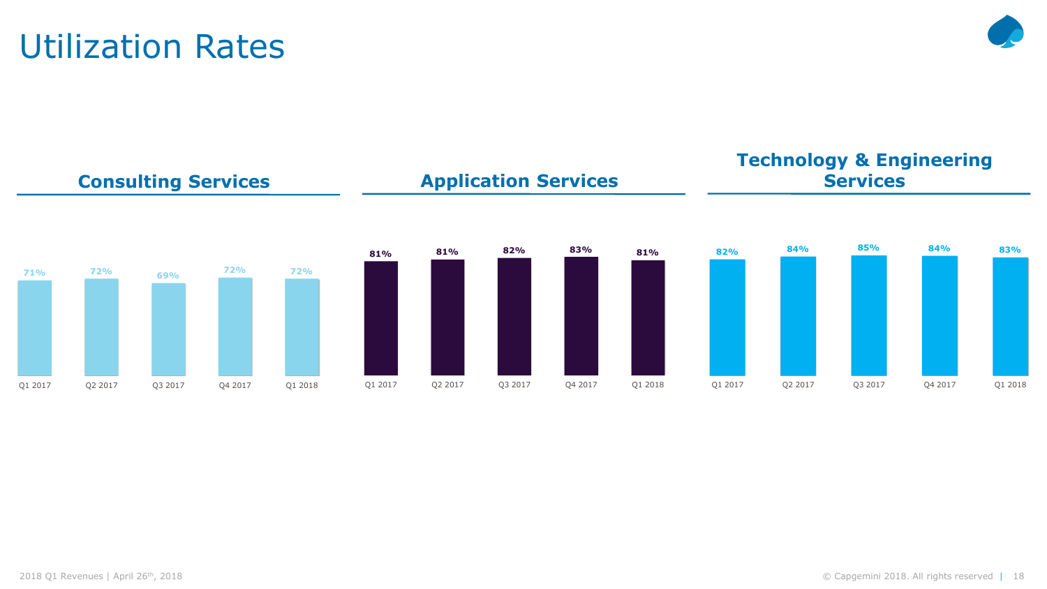# Utilization Rates

## Consulting Services

| Q1 2017 | Q2 2017 | Q3 2017 | Q4 2017 | Q1 2018 |
|---|---|---|---|---|
| 71% | 72% | 69% | 72% | 72% |

## Application Services

| Q1 2017 | Q2 2017 | Q3 2017 | Q4 2017 | Q1 2018 |
|---|---|---|---|---|
| 81% | 81% | 82% | 83% | 81% |

## Technology & Engineering Services

| Q1 2017 | Q2 2017 | Q3 2017 | Q4 2017 | Q1 2018 |
|---|---|---|---|---|
| 82% | 84% | 85% | 84% | 83% |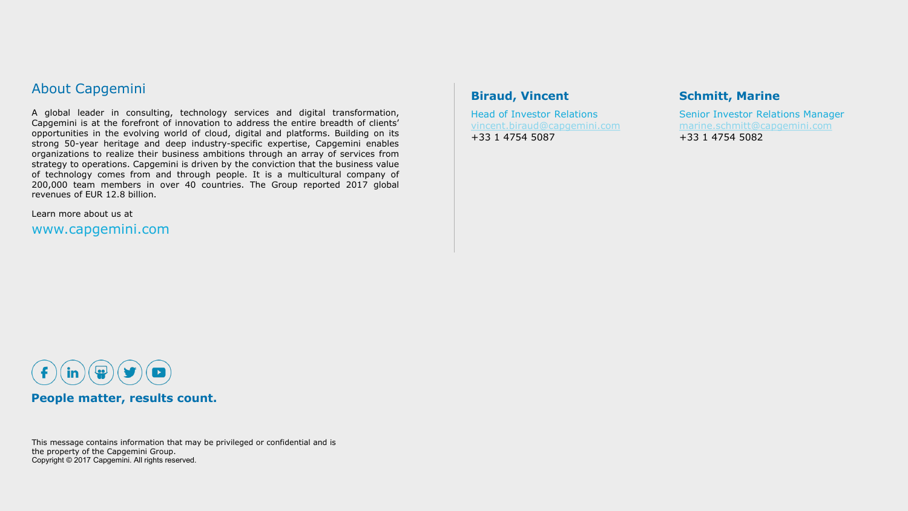## About Capgemini

A global leader in consulting, technology services and digital transformation, Capgemini is at the forefront of innovation to address the entire breadth of clients' opportunities in the evolving world of cloud, digital and platforms. Building on its strong 50-year heritage and deep industry-specific expertise, Capgemini enables organizations to realize their business ambitions through an array of services from strategy to operations. Capgemini is driven by the conviction that the business value of technology comes from and through people. It is a multicultural company of 200,000 team members in over 40 countries. The Group reported 2017 global revenues of EUR 12.8 billion.

Learn more about us at

www.capgemini.com

**Biraud, Vincent**

Head of Investor Relations
vincent.biraud@capgemini.com
+33 1 4754 5087

**Schmitt, Marine**

Senior Investor Relations Manager
marine.schmitt@capgemini.com
+33 1 4754 5082

**People matter, results count.**

This message contains information that may be privileged or confidential and is the property of the Capgemini Group.
Copyright © 2017 Capgemini. All rights reserved.